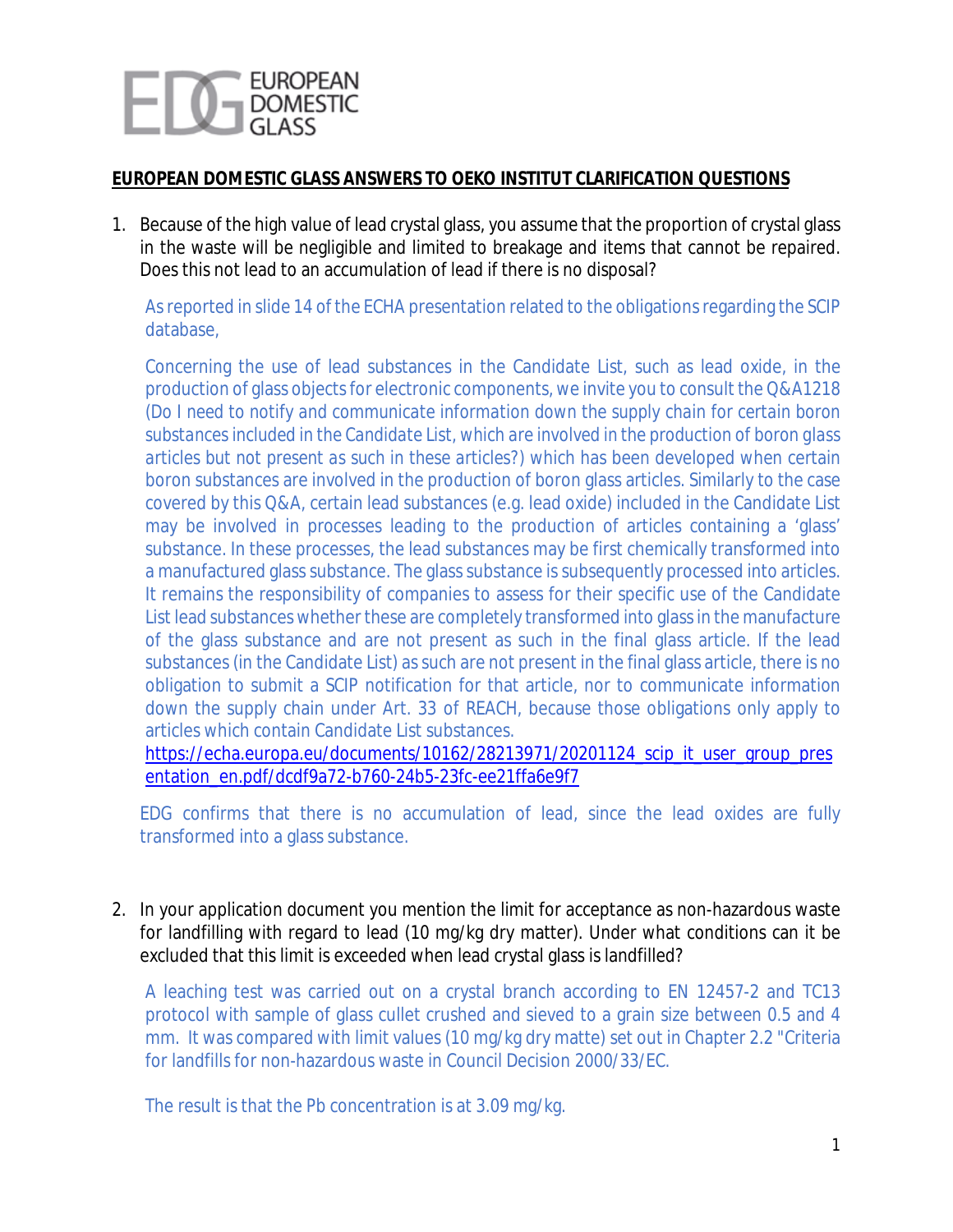EUROPEAN DOMESTIC GLASS

**EUROPEAN DOMESTIC GLASS ANSWERS TO OEKO INSTITUT CLARIFICATION QUESTIONS**

1. Because of the high value of lead crystal glass, you assume that the proportion of crystal glass in the waste will be negligible and limited to breakage and items that cannot be repaired. Does this not lead to an accumulation of lead if there is no disposal?

   As reported in slide 14 of the ECHA presentation related to the obligations regarding the SCIP database,

   Concerning the use of lead substances in the Candidate List, such as lead oxide, in the production of glass objects for electronic components, we invite you to consult the Q&A1218 (Do I need to notify and communicate information down the supply chain for certain boron substances included in the Candidate List, which are involved in the production of boron glass articles but not present as such in these articles?) which has been developed when certain boron substances are involved in the production of boron glass articles. Similarly to the case covered by this Q&A, certain lead substances (e.g. lead oxide) included in the Candidate List may be involved in processes leading to the production of articles containing a 'glass' substance. In these processes, the lead substances may be first chemically transformed into a manufactured glass substance. The glass substance is subsequently processed into articles. It remains the responsibility of companies to assess for their specific use of the Candidate List lead substances whether these are completely transformed into glass in the manufacture of the glass substance and are not present as such in the final glass article. If the lead substances (in the Candidate List) as such are not present in the final glass article, there is no obligation to submit a SCIP notification for that article, nor to communicate information down the supply chain under Art. 33 of REACH, because those obligations only apply to articles which contain Candidate List substances.
   https://echa.europa.eu/documents/10162/28213971/20201124_scip_it_user_group_presentation_en.pdf/dcdf9a72-b760-24b5-23fc-ee21ffa6e9f7

   EDG confirms that there is no accumulation of lead, since the lead oxides are fully transformed into a glass substance.

2. In your application document you mention the limit for acceptance as non-hazardous waste for landfilling with regard to lead (10 mg/kg dry matter). Under what conditions can it be excluded that this limit is exceeded when lead crystal glass is landfilled?

   A leaching test was carried out on a crystal branch according to EN 12457-2 and TC13 protocol with sample of glass cullet crushed and sieved to a grain size between 0.5 and 4 mm. It was compared with limit values (10 mg/kg dry matte) set out in Chapter 2.2 "Criteria for landfills for non-hazardous waste in Council Decision 2000/33/EC.

   The result is that the Pb concentration is at 3.09 mg/kg.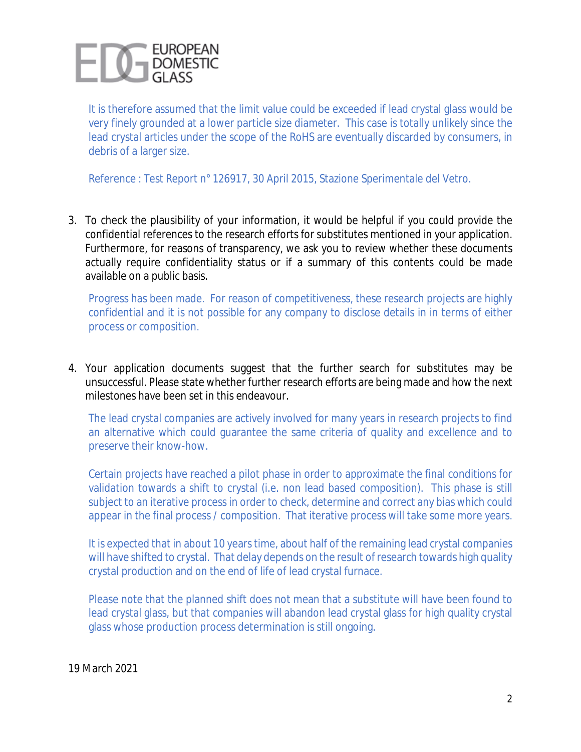It is therefore assumed that the limit value could be exceeded if lead crystal glass would be very finely grounded at a lower particle size diameter. This case is totally unlikely since the lead crystal articles under the scope of the RoHS are eventually discarded by consumers, in debris of a larger size.

Reference : Test Report n° 126917, 30 April 2015, Stazione Sperimentale del Vetro.

3. To check the plausibility of your information, it would be helpful if you could provide the confidential references to the research efforts for substitutes mentioned in your application. Furthermore, for reasons of transparency, we ask you to review whether these documents actually require confidentiality status or if a summary of this contents could be made available on a public basis.

   Progress has been made. For reason of competitiveness, these research projects are highly confidential and it is not possible for any company to disclose details in in terms of either process or composition.

4. Your application documents suggest that the further search for substitutes may be unsuccessful. Please state whether further research efforts are being made and how the next milestones have been set in this endeavour.

   The lead crystal companies are actively involved for many years in research projects to find an alternative which could guarantee the same criteria of quality and excellence and to preserve their know-how.

   Certain projects have reached a pilot phase in order to approximate the final conditions for validation towards a shift to crystal (i.e. non lead based composition). This phase is still subject to an iterative process in order to check, determine and correct any bias which could appear in the final process / composition. That iterative process will take some more years.

   It is expected that in about 10 years time, about half of the remaining lead crystal companies will have shifted to crystal. That delay depends on the result of research towards high quality crystal production and on the end of life of lead crystal furnace.

   Please note that the planned shift does not mean that a substitute will have been found to lead crystal glass, but that companies will abandon lead crystal glass for high quality crystal glass whose production process determination is still ongoing.

19 March 2021